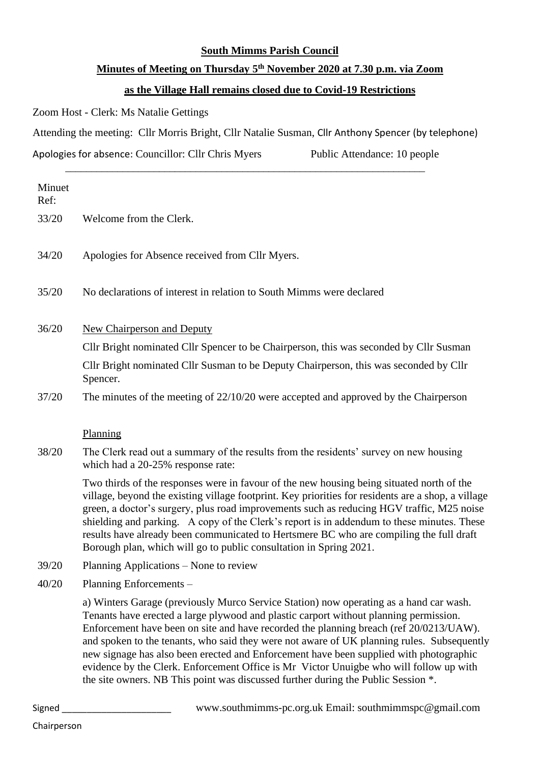**South Mimms Parish Council**

**Minutes of Meeting on Thursday 5th November 2020 at 7.30 p.m. via Zoom**

**as the Village Hall remains closed due to Covid-19 Restrictions**

Zoom Host - Clerk: Ms Natalie Gettings

Attending the meeting: Cllr Morris Bright, Cllr Natalie Susman, Cllr Anthony Spencer (by telephone)

Apologies for absence: Councillor: Cllr Chris Myers Public Attendance: 10 people

---

| Minuet Ref: | |
|---|---|
| 33/20 | Welcome from the Clerk. |
| 34/20 | Apologies for Absence received from Cllr Myers. |
| 35/20 | No declarations of interest in relation to South Mimms were declared |
| 36/20 | New Chairperson and Deputy<br>Cllr Bright nominated Cllr Spencer to be Chairperson, this was seconded by Cllr Susman<br>Cllr Bright nominated Cllr Susman to be Deputy Chairperson, this was seconded by Cllr Spencer. |
| 37/20 | The minutes of the meeting of 22/10/20 were accepted and approved by the Chairperson |
| | Planning |
| 38/20 | The Clerk read out a summary of the results from the residents' survey on new housing which had a 20-25% response rate:<br>Two thirds of the responses were in favour of the new housing being situated north of the village, beyond the existing village footprint. Key priorities for residents are a shop, a village green, a doctor's surgery, plus road improvements such as reducing HGV traffic, M25 noise shielding and parking. A copy of the Clerk's report is in addendum to these minutes. These results have already been communicated to Hertsmere BC who are compiling the full draft Borough plan, which will go to public consultation in Spring 2021. |
| 39/20 | Planning Applications – None to review |
| 40/20 | Planning Enforcements –<br>a) Winters Garage (previously Murco Service Station) now operating as a hand car wash. Tenants have erected a large plywood and plastic carport without planning permission. Enforcement have been on site and have recorded the planning breach (ref 20/0213/UAW). and spoken to the tenants, who said they were not aware of UK planning rules. Subsequently new signage has also been erected and Enforcement have been supplied with photographic evidence by the Clerk. Enforcement Office is Mr Victor Unuigbe who will follow up with the site owners. NB This point was discussed further during the Public Session *. |

Signed ______________________ www.southmimms-pc.org.uk Email: southmimmspc@gmail.com

Chairperson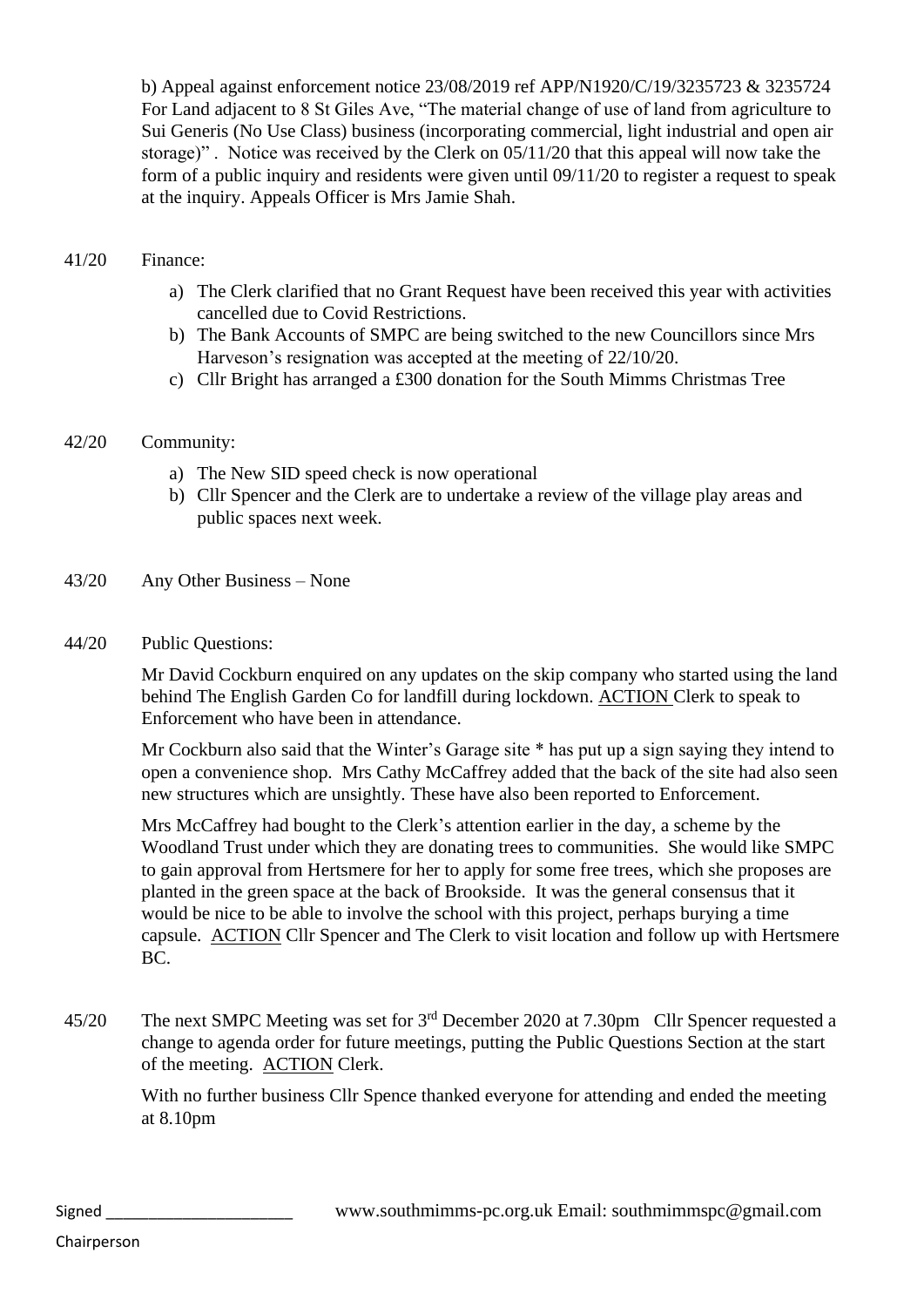b) Appeal against enforcement notice 23/08/2019 ref APP/N1920/C/19/3235723 & 3235724 For Land adjacent to 8 St Giles Ave, "The material change of use of land from agriculture to Sui Generis (No Use Class) business (incorporating commercial, light industrial and open air storage)" . Notice was received by the Clerk on 05/11/20 that this appeal will now take the form of a public inquiry and residents were given until 09/11/20 to register a request to speak at the inquiry. Appeals Officer is Mrs Jamie Shah.

41/20 Finance:

a) The Clerk clarified that no Grant Request have been received this year with activities cancelled due to Covid Restrictions.
b) The Bank Accounts of SMPC are being switched to the new Councillors since Mrs Harveson's resignation was accepted at the meeting of 22/10/20.
c) Cllr Bright has arranged a £300 donation for the South Mimms Christmas Tree

42/20 Community:

a) The New SID speed check is now operational
b) Cllr Spencer and the Clerk are to undertake a review of the village play areas and public spaces next week.

43/20 Any Other Business – None

44/20 Public Questions:

Mr David Cockburn enquired on any updates on the skip company who started using the land behind The English Garden Co for landfill during lockdown. ACTION Clerk to speak to Enforcement who have been in attendance.

Mr Cockburn also said that the Winter's Garage site * has put up a sign saying they intend to open a convenience shop. Mrs Cathy McCaffrey added that the back of the site had also seen new structures which are unsightly. These have also been reported to Enforcement.

Mrs McCaffrey had bought to the Clerk's attention earlier in the day, a scheme by the Woodland Trust under which they are donating trees to communities. She would like SMPC to gain approval from Hertsmere for her to apply for some free trees, which she proposes are planted in the green space at the back of Brookside. It was the general consensus that it would be nice to be able to involve the school with this project, perhaps burying a time capsule. ACTION Cllr Spencer and The Clerk to visit location and follow up with Hertsmere BC.

45/20 The next SMPC Meeting was set for 3rd December 2020 at 7.30pm Cllr Spencer requested a change to agenda order for future meetings, putting the Public Questions Section at the start of the meeting. ACTION Clerk.

With no further business Cllr Spence thanked everyone for attending and ended the meeting at 8.10pm

Signed ______________________

Chairperson

www.southmimms-pc.org.uk Email: southmimmspc@gmail.com